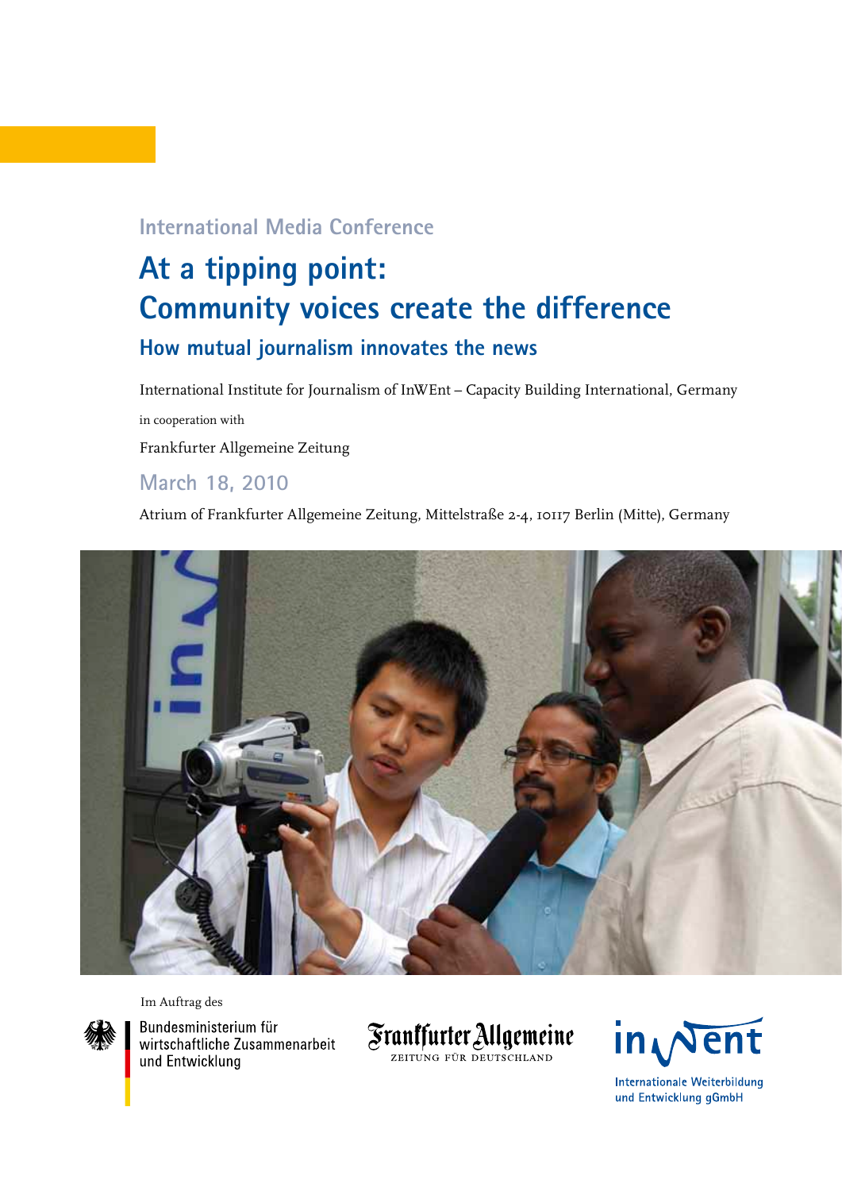International Media Conference

# At a tipping point: Community voices create the difference

## How mutual journalism innovates the news

International Institute for Journalism of InWEnt – Capacity Building International, Germany

in cooperation with

Frankfurter Allgemeine Zeitung

March 18, 2010

Atrium of Frankfurter Allgemeine Zeitung, Mittelstraße 2-4, 10117 Berlin (Mitte), Germany

Im Auftrag des

Bundesministerium für wirtschaftliche Zusammenarbeit und Entwicklung

Frankfurter Allgemeine
ZEITUNG FÜR DEUTSCHLAND

inWent
Internationale Weiterbildung und Entwicklung gGmbH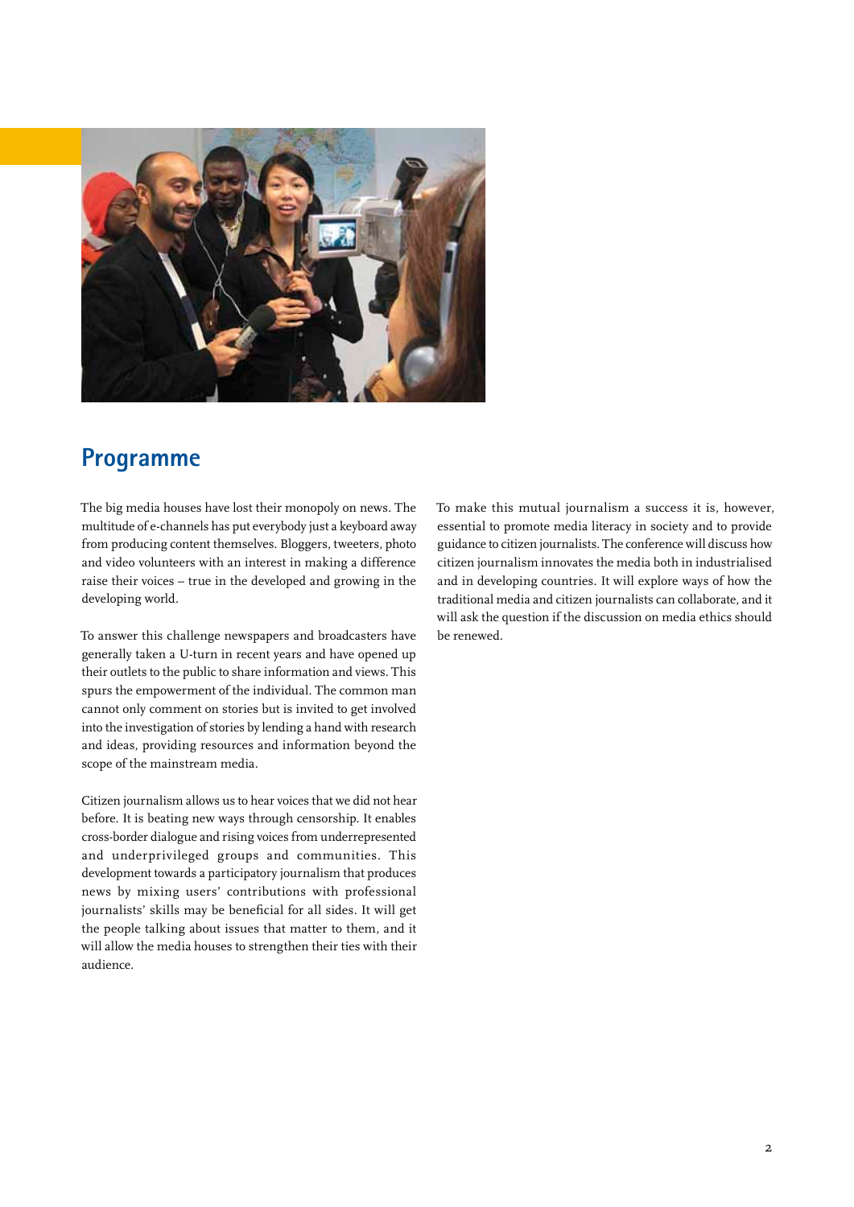## Programme

The big media houses have lost their monopoly on news. The multitude of e-channels has put everybody just a keyboard away from producing content themselves. Bloggers, tweeters, photo and video volunteers with an interest in making a difference raise their voices – true in the developed and growing in the developing world.

To answer this challenge newspapers and broadcasters have generally taken a U-turn in recent years and have opened up their outlets to the public to share information and views. This spurs the empowerment of the individual. The common man cannot only comment on stories but is invited to get involved into the investigation of stories by lending a hand with research and ideas, providing resources and information beyond the scope of the mainstream media.

Citizen journalism allows us to hear voices that we did not hear before. It is beating new ways through censorship. It enables cross-border dialogue and rising voices from underrepresented and underprivileged groups and communities. This development towards a participatory journalism that produces news by mixing users' contributions with professional journalists' skills may be beneficial for all sides. It will get the people talking about issues that matter to them, and it will allow the media houses to strengthen their ties with their audience.

To make this mutual journalism a success it is, however, essential to promote media literacy in society and to provide guidance to citizen journalists. The conference will discuss how citizen journalism innovates the media both in industrialised and in developing countries. It will explore ways of how the traditional media and citizen journalists can collaborate, and it will ask the question if the discussion on media ethics should be renewed.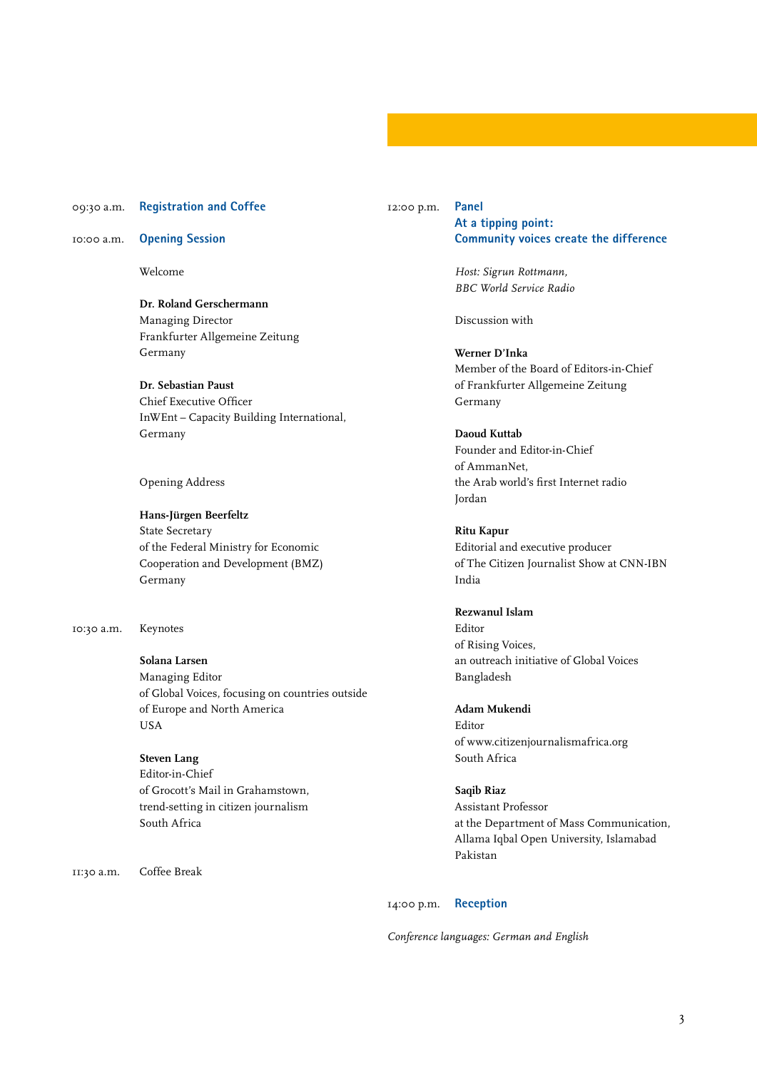09:30 a.m. **Registration and Coffee**

10:00 a.m. **Opening Session**

Welcome

**Dr. Roland Gerschermann**
Managing Director
Frankfurter Allgemeine Zeitung
Germany

**Dr. Sebastian Paust**
Chief Executive Officer
InWEnt – Capacity Building International,
Germany

Opening Address

**Hans-Jürgen Beerfeltz**
State Secretary
of the Federal Ministry for Economic
Cooperation and Development (BMZ)
Germany

10:30 a.m. Keynotes

**Solana Larsen**
Managing Editor
of Global Voices, focusing on countries outside
of Europe and North America
USA

**Steven Lang**
Editor-in-Chief
of Grocott's Mail in Grahamstown,
trend-setting in citizen journalism
South Africa

11:30 a.m. Coffee Break

12:00 p.m. **Panel**
**At a tipping point:**
**Community voices create the difference**

*Host: Sigrun Rottmann,*
*BBC World Service Radio*

Discussion with

**Werner D'Inka**
Member of the Board of Editors-in-Chief
of Frankfurter Allgemeine Zeitung
Germany

**Daoud Kuttab**
Founder and Editor-in-Chief
of AmmanNet,
the Arab world's first Internet radio
Jordan

**Ritu Kapur**
Editorial and executive producer
of The Citizen Journalist Show at CNN-IBN
India

**Rezwanul Islam**
Editor
of Rising Voices,
an outreach initiative of Global Voices
Bangladesh

**Adam Mukendi**
Editor
of www.citizenjournalismafrica.org
South Africa

**Saqib Riaz**
Assistant Professor
at the Department of Mass Communication,
Allama Iqbal Open University, Islamabad
Pakistan

14:00 p.m. **Reception**

*Conference languages: German and English*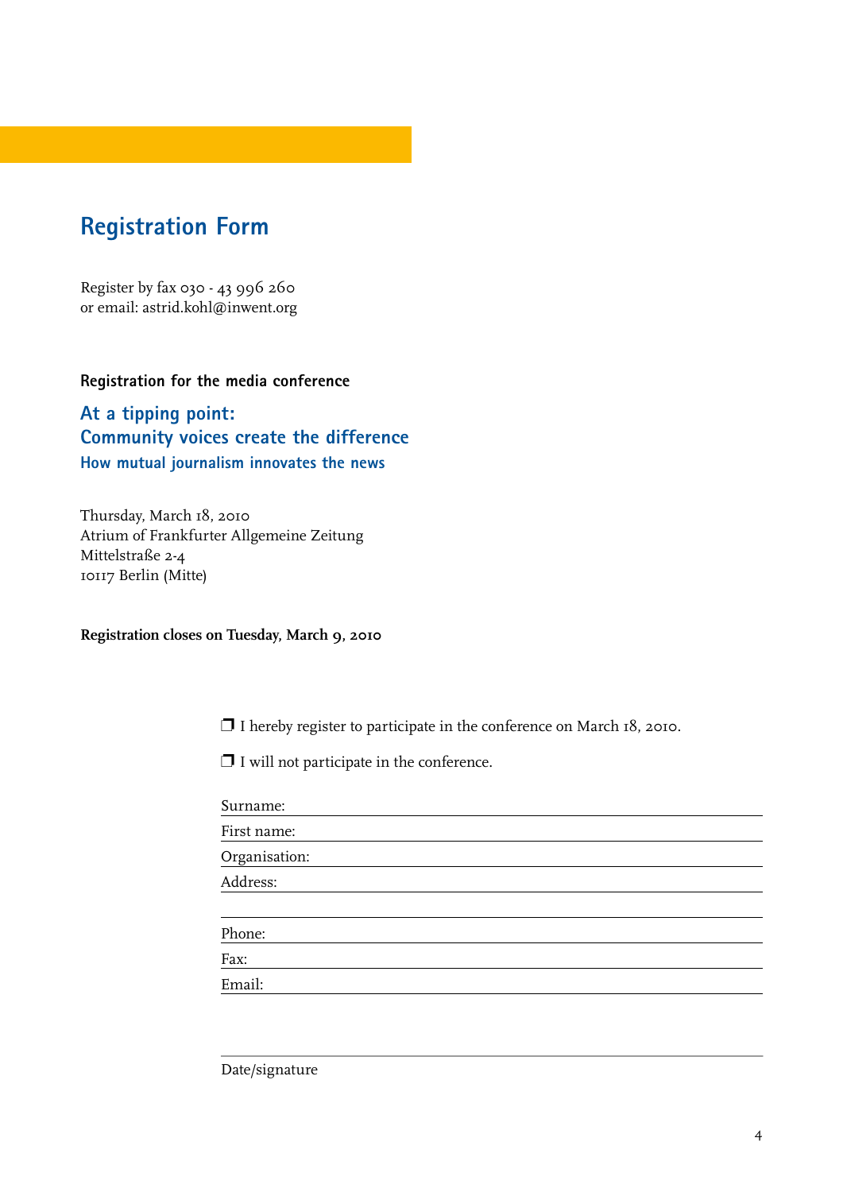# Registration Form

Register by fax 030 - 43 996 260
or email: astrid.kohl@inwent.org

**Registration for the media conference**

## At a tipping point: Community voices create the difference

### How mutual journalism innovates the news

Thursday, March 18, 2010
Atrium of Frankfurter Allgemeine Zeitung
Mittelstraße 2-4
10117 Berlin (Mitte)

**Registration closes on Tuesday, March 9, 2010**

❐ I hereby register to participate in the conference on March 18, 2010.

❐ I will not participate in the conference.

Surname:

First name:

Organisation:

Address:

Phone:

Fax:

Email:

Date/signature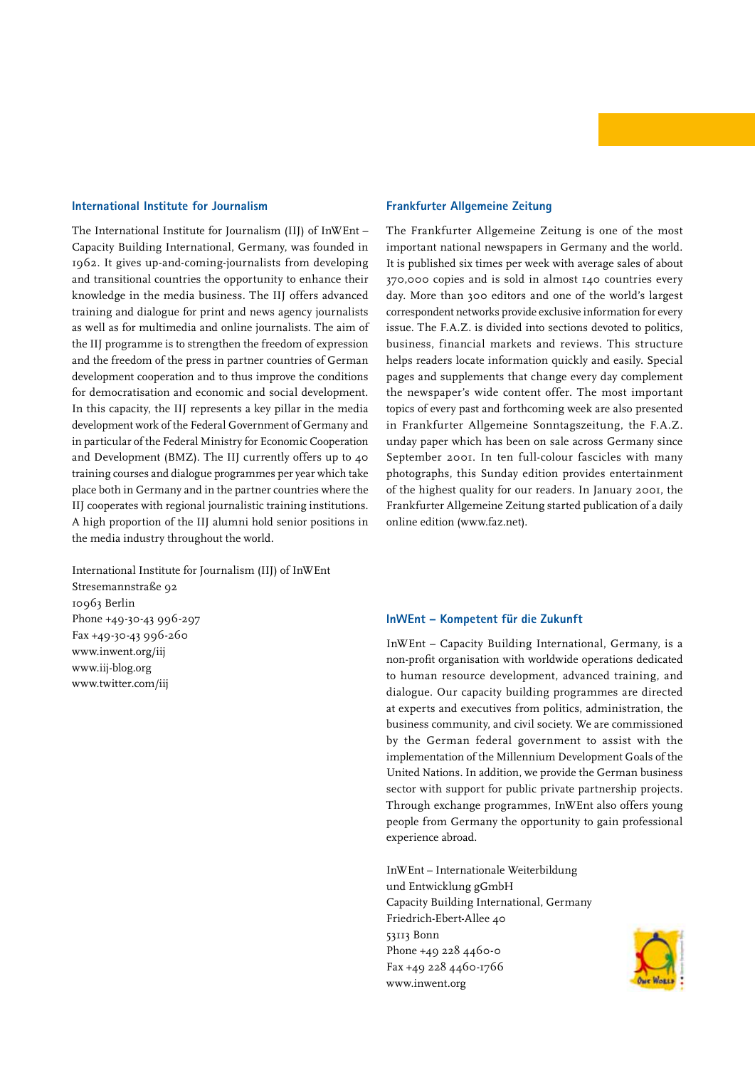## International Institute for Journalism

The International Institute for Journalism (IIJ) of InWEnt – Capacity Building International, Germany, was founded in 1962. It gives up-and-coming-journalists from developing and transitional countries the opportunity to enhance their knowledge in the media business. The IIJ offers advanced training and dialogue for print and news agency journalists as well as for multimedia and online journalists. The aim of the IIJ programme is to strengthen the freedom of expression and the freedom of the press in partner countries of German development cooperation and to thus improve the conditions for democratisation and economic and social development. In this capacity, the IIJ represents a key pillar in the media development work of the Federal Government of Germany and in particular of the Federal Ministry for Economic Cooperation and Development (BMZ). The IIJ currently offers up to 40 training courses and dialogue programmes per year which take place both in Germany and in the partner countries where the IIJ cooperates with regional journalistic training institutions. A high proportion of the IIJ alumni hold senior positions in the media industry throughout the world.

International Institute for Journalism (IIJ) of InWEnt
Stresemannstraße 92
10963 Berlin
Phone +49-30-43 996-297
Fax +49-30-43 996-260
www.inwent.org/iij
www.iij-blog.org
www.twitter.com/iij

## Frankfurter Allgemeine Zeitung

The Frankfurter Allgemeine Zeitung is one of the most important national newspapers in Germany and the world. It is published six times per week with average sales of about 370,000 copies and is sold in almost 140 countries every day. More than 300 editors and one of the world's largest correspondent networks provide exclusive information for every issue. The F.A.Z. is divided into sections devoted to politics, business, financial markets and reviews. This structure helps readers locate information quickly and easily. Special pages and supplements that change every day complement the newspaper's wide content offer. The most important topics of every past and forthcoming week are also presented in Frankfurter Allgemeine Sonntagszeitung, the F.A.Z. unday paper which has been on sale across Germany since September 2001. In ten full-colour fascicles with many photographs, this Sunday edition provides entertainment of the highest quality for our readers. In January 2001, the Frankfurter Allgemeine Zeitung started publication of a daily online edition (www.faz.net).

## InWEnt – Kompetent für die Zukunft

InWEnt – Capacity Building International, Germany, is a non-profit organisation with worldwide operations dedicated to human resource development, advanced training, and dialogue. Our capacity building programmes are directed at experts and executives from politics, administration, the business community, and civil society. We are commissioned by the German federal government to assist with the implementation of the Millennium Development Goals of the United Nations. In addition, we provide the German business sector with support for public private partnership projects. Through exchange programmes, InWEnt also offers young people from Germany the opportunity to gain professional experience abroad.

InWEnt – Internationale Weiterbildung
und Entwicklung gGmbH
Capacity Building International, Germany
Friedrich-Ebert-Allee 40
53113 Bonn
Phone +49 228 4460-0
Fax +49 228 4460-1766
www.inwent.org